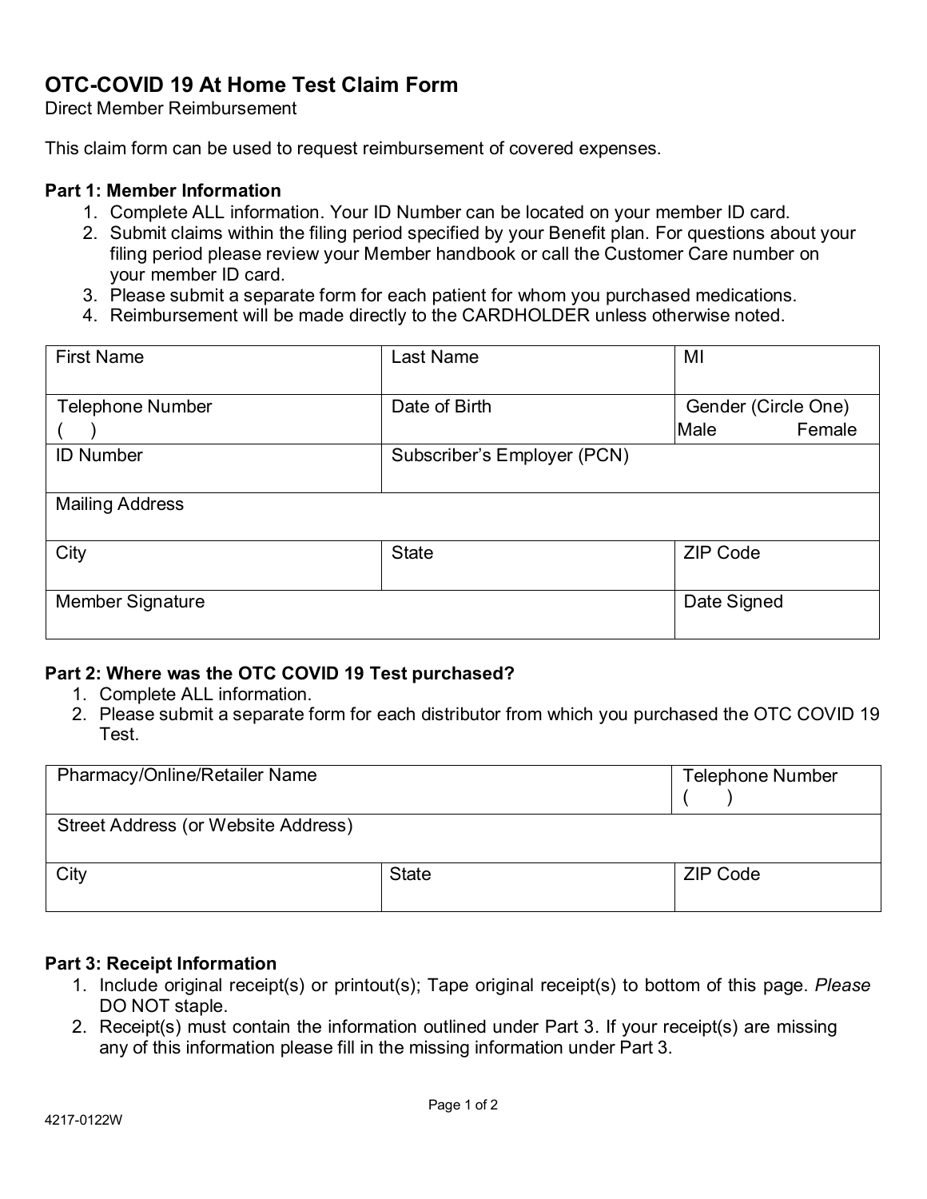# OTC-COVID 19 At Home Test Claim Form

Direct Member Reimbursement

This claim form can be used to request reimbursement of covered expenses.

**Part 1: Member Information**

1. Complete ALL information. Your ID Number can be located on your member ID card.
2. Submit claims within the filing period specified by your Benefit plan. For questions about your filing period please review your Member handbook or call the Customer Care number on your member ID card.
3. Please submit a separate form for each patient for whom you purchased medications.
4. Reimbursement will be made directly to the CARDHOLDER unless otherwise noted.

| | | |
|---|---|---|
| First Name | Last Name | MI |
| Telephone Number<br>(   ) | Date of Birth | Gender (Circle One)<br>Male Female |
| ID Number | Subscriber's Employer (PCN) | |
| Mailing Address | | |
| City | State | ZIP Code |
| Member Signature | | Date Signed |

**Part 2: Where was the OTC COVID 19 Test purchased?**

1. Complete ALL information.
2. Please submit a separate form for each distributor from which you purchased the OTC COVID 19 Test.

| | | |
|---|---|---|
| Pharmacy/Online/Retailer Name | | Telephone Number<br>(   ) |
| Street Address (or Website Address) | | |
| City | State | ZIP Code |

**Part 3: Receipt Information**

1. Include original receipt(s) or printout(s); Tape original receipt(s) to bottom of this page. *Please* DO NOT staple.
2. Receipt(s) must contain the information outlined under Part 3. If your receipt(s) are missing any of this information please fill in the missing information under Part 3.

4217-0122W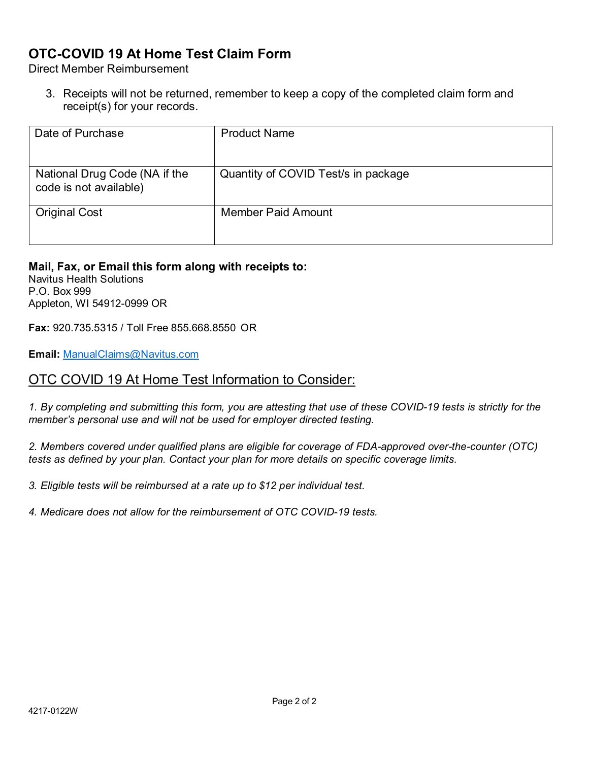## OTC-COVID 19 At Home Test Claim Form

Direct Member Reimbursement

3. Receipts will not be returned, remember to keep a copy of the completed claim form and receipt(s) for your records.

| | |
|---|---|
| Date of Purchase | Product Name |
| National Drug Code (NA if the code is not available) | Quantity of COVID Test/s in package |
| Original Cost | Member Paid Amount |

**Mail, Fax, or Email this form along with receipts to:**
Navitus Health Solutions
P.O. Box 999
Appleton, WI 54912-0999 OR

**Fax:** 920.735.5315 / Toll Free 855.668.8550 OR

**Email:** ManualClaims@Navitus.com

## OTC COVID 19 At Home Test Information to Consider:

*1. By completing and submitting this form, you are attesting that use of these COVID-19 tests is strictly for the member's personal use and will not be used for employer directed testing.*

*2. Members covered under qualified plans are eligible for coverage of FDA-approved over-the-counter (OTC) tests as defined by your plan. Contact your plan for more details on specific coverage limits.*

*3. Eligible tests will be reimbursed at a rate up to $12 per individual test.*

*4. Medicare does not allow for the reimbursement of OTC COVID-19 tests.*

4217-0122W